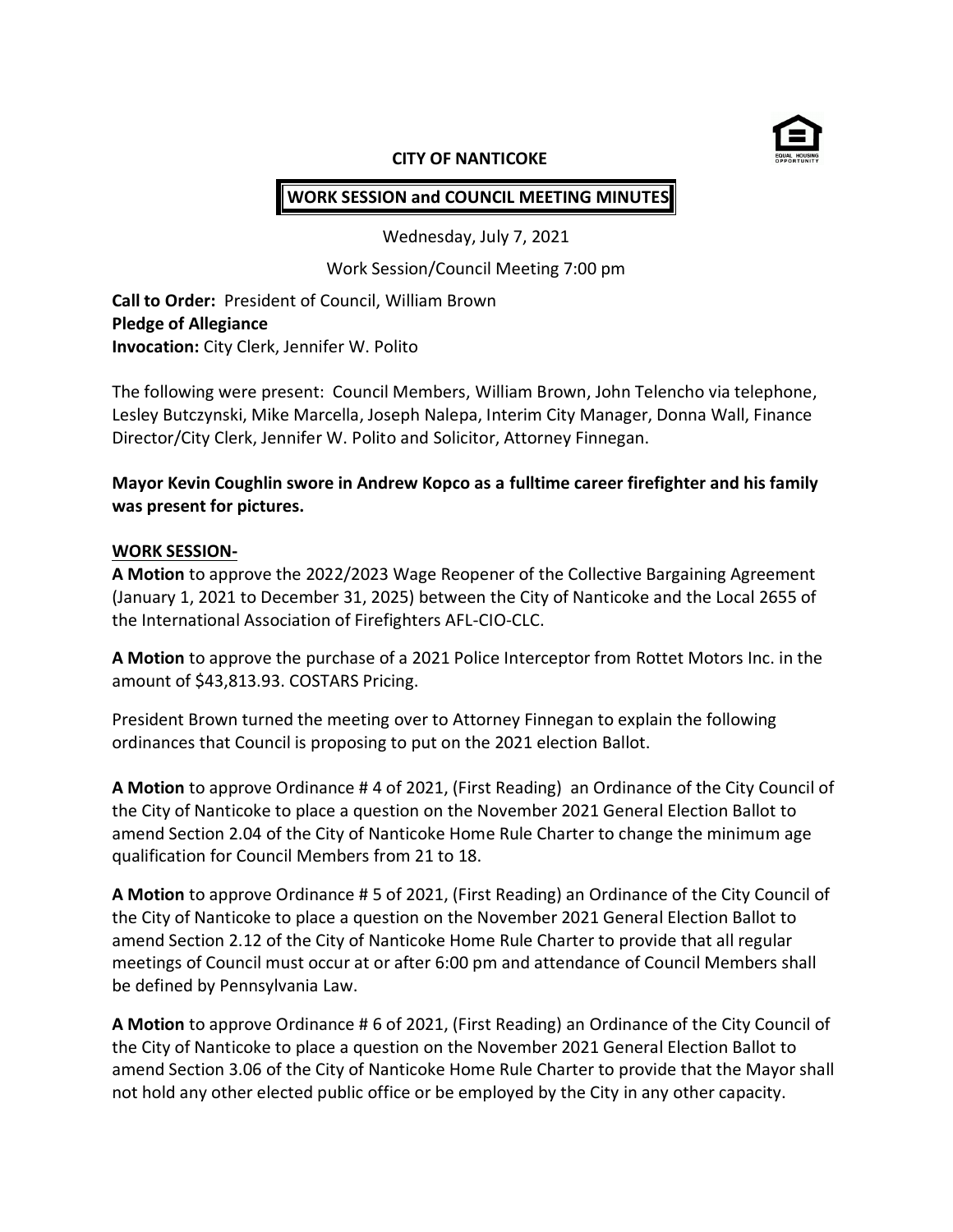# CITY OF NANTICOKE

## WORK SESSION and COUNCIL MEETING MINUTES

Wednesday, July 7, 2021

Work Session/Council Meeting 7:00 pm

**Call to Order:** President of Council, William Brown
**Pledge of Allegiance**
**Invocation:** City Clerk, Jennifer W. Polito

The following were present: Council Members, William Brown, John Telencho via telephone, Lesley Butczynski, Mike Marcella, Joseph Nalepa, Interim City Manager, Donna Wall, Finance Director/City Clerk, Jennifer W. Polito and Solicitor, Attorney Finnegan.

**Mayor Kevin Coughlin swore in Andrew Kopco as a fulltime career firefighter and his family was present for pictures.**

**WORK SESSION-**

**A Motion** to approve the 2022/2023 Wage Reopener of the Collective Bargaining Agreement (January 1, 2021 to December 31, 2025) between the City of Nanticoke and the Local 2655 of the International Association of Firefighters AFL-CIO-CLC.

**A Motion** to approve the purchase of a 2021 Police Interceptor from Rottet Motors Inc. in the amount of $43,813.93. COSTARS Pricing.

President Brown turned the meeting over to Attorney Finnegan to explain the following ordinances that Council is proposing to put on the 2021 election Ballot.

**A Motion** to approve Ordinance # 4 of 2021, (First Reading) an Ordinance of the City Council of the City of Nanticoke to place a question on the November 2021 General Election Ballot to amend Section 2.04 of the City of Nanticoke Home Rule Charter to change the minimum age qualification for Council Members from 21 to 18.

**A Motion** to approve Ordinance # 5 of 2021, (First Reading) an Ordinance of the City Council of the City of Nanticoke to place a question on the November 2021 General Election Ballot to amend Section 2.12 of the City of Nanticoke Home Rule Charter to provide that all regular meetings of Council must occur at or after 6:00 pm and attendance of Council Members shall be defined by Pennsylvania Law.

**A Motion** to approve Ordinance # 6 of 2021, (First Reading) an Ordinance of the City Council of the City of Nanticoke to place a question on the November 2021 General Election Ballot to amend Section 3.06 of the City of Nanticoke Home Rule Charter to provide that the Mayor shall not hold any other elected public office or be employed by the City in any other capacity.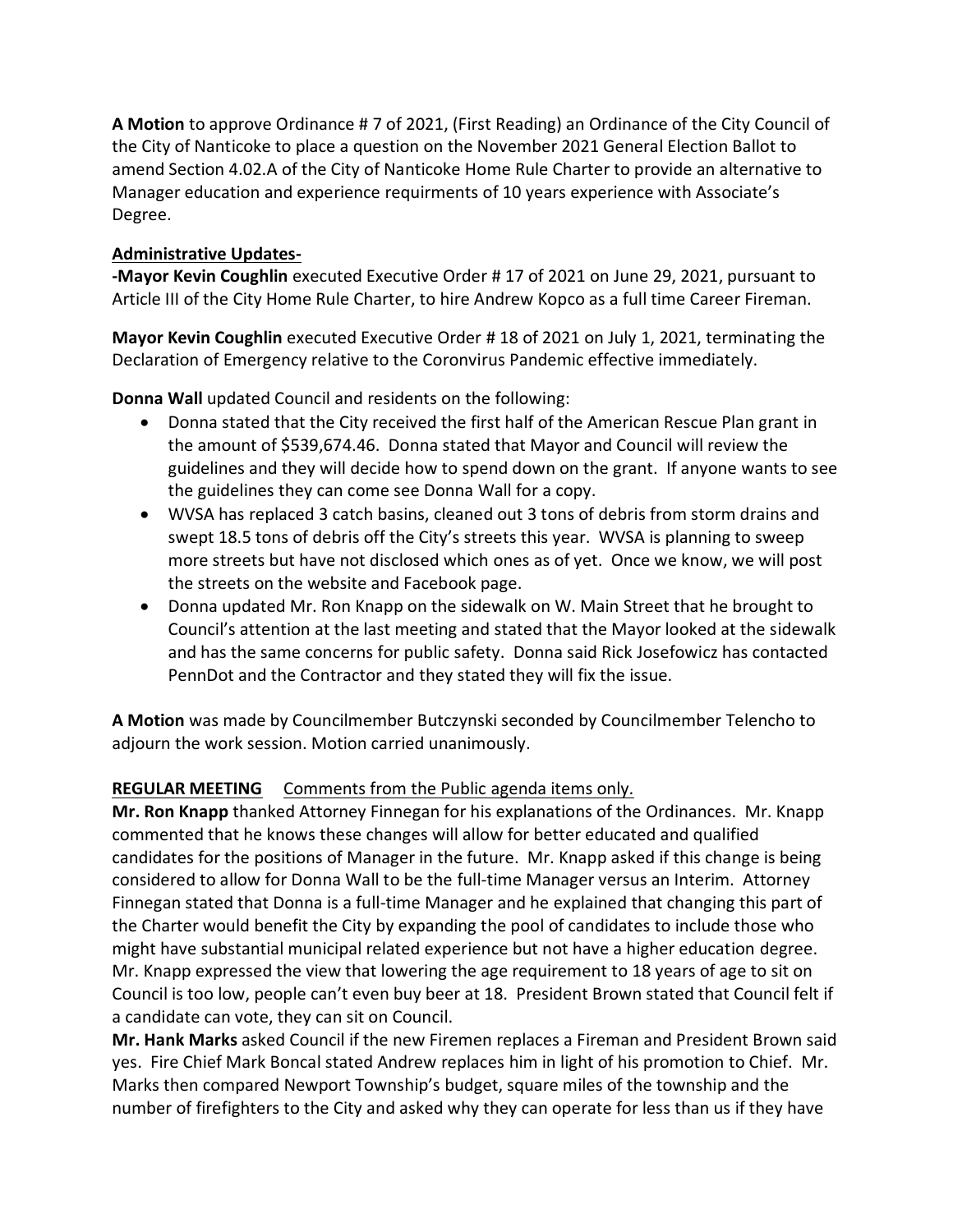**A Motion** to approve Ordinance # 7 of 2021, (First Reading) an Ordinance of the City Council of the City of Nanticoke to place a question on the November 2021 General Election Ballot to amend Section 4.02.A of the City of Nanticoke Home Rule Charter to provide an alternative to Manager education and experience requirments of 10 years experience with Associate's Degree.

**Administrative Updates-**

**-Mayor Kevin Coughlin** executed Executive Order # 17 of 2021 on June 29, 2021, pursuant to Article III of the City Home Rule Charter, to hire Andrew Kopco as a full time Career Fireman.

**Mayor Kevin Coughlin** executed Executive Order # 18 of 2021 on July 1, 2021, terminating the Declaration of Emergency relative to the Coronvirus Pandemic effective immediately.

**Donna Wall** updated Council and residents on the following:

- Donna stated that the City received the first half of the American Rescue Plan grant in the amount of $539,674.46. Donna stated that Mayor and Council will review the guidelines and they will decide how to spend down on the grant. If anyone wants to see the guidelines they can come see Donna Wall for a copy.
- WVSA has replaced 3 catch basins, cleaned out 3 tons of debris from storm drains and swept 18.5 tons of debris off the City's streets this year. WVSA is planning to sweep more streets but have not disclosed which ones as of yet. Once we know, we will post the streets on the website and Facebook page.
- Donna updated Mr. Ron Knapp on the sidewalk on W. Main Street that he brought to Council's attention at the last meeting and stated that the Mayor looked at the sidewalk and has the same concerns for public safety. Donna said Rick Josefowicz has contacted PennDot and the Contractor and they stated they will fix the issue.

**A Motion** was made by Councilmember Butczynski seconded by Councilmember Telencho to adjourn the work session. Motion carried unanimously.

**REGULAR MEETING** Comments from the Public agenda items only.

**Mr. Ron Knapp** thanked Attorney Finnegan for his explanations of the Ordinances. Mr. Knapp commented that he knows these changes will allow for better educated and qualified candidates for the positions of Manager in the future. Mr. Knapp asked if this change is being considered to allow for Donna Wall to be the full-time Manager versus an Interim. Attorney Finnegan stated that Donna is a full-time Manager and he explained that changing this part of the Charter would benefit the City by expanding the pool of candidates to include those who might have substantial municipal related experience but not have a higher education degree. Mr. Knapp expressed the view that lowering the age requirement to 18 years of age to sit on Council is too low, people can't even buy beer at 18. President Brown stated that Council felt if a candidate can vote, they can sit on Council.

**Mr. Hank Marks** asked Council if the new Firemen replaces a Fireman and President Brown said yes. Fire Chief Mark Boncal stated Andrew replaces him in light of his promotion to Chief. Mr. Marks then compared Newport Township's budget, square miles of the township and the number of firefighters to the City and asked why they can operate for less than us if they have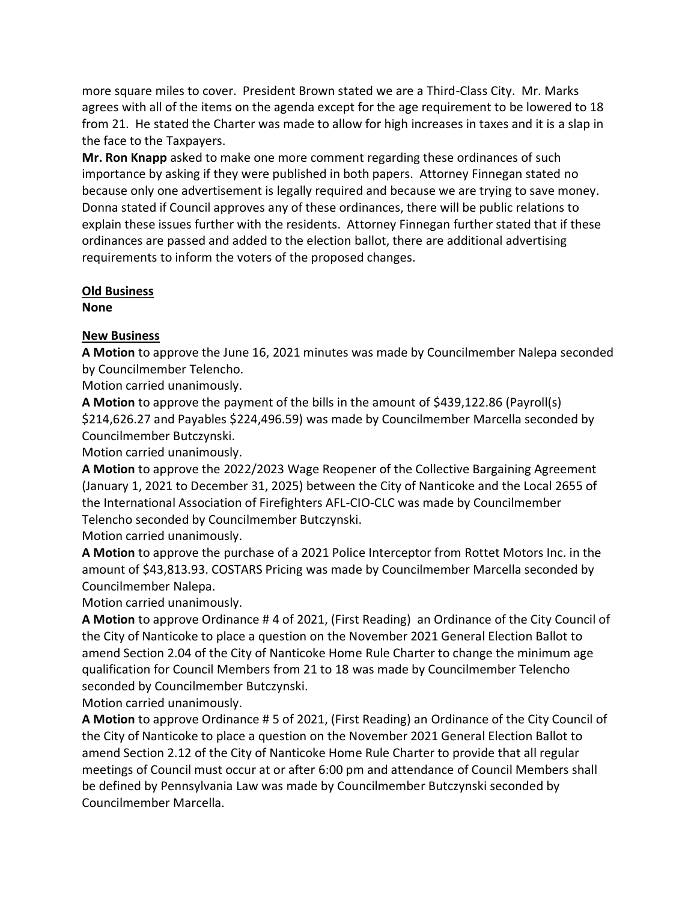more square miles to cover. President Brown stated we are a Third-Class City. Mr. Marks agrees with all of the items on the agenda except for the age requirement to be lowered to 18 from 21. He stated the Charter was made to allow for high increases in taxes and it is a slap in the face to the Taxpayers.

**Mr. Ron Knapp** asked to make one more comment regarding these ordinances of such importance by asking if they were published in both papers. Attorney Finnegan stated no because only one advertisement is legally required and because we are trying to save money. Donna stated if Council approves any of these ordinances, there will be public relations to explain these issues further with the residents. Attorney Finnegan further stated that if these ordinances are passed and added to the election ballot, there are additional advertising requirements to inform the voters of the proposed changes.

## Old Business

**None**

## New Business

**A Motion** to approve the June 16, 2021 minutes was made by Councilmember Nalepa seconded by Councilmember Telencho.

Motion carried unanimously.

**A Motion** to approve the payment of the bills in the amount of $439,122.86 (Payroll(s) $214,626.27 and Payables $224,496.59) was made by Councilmember Marcella seconded by Councilmember Butczynski.

Motion carried unanimously.

**A Motion** to approve the 2022/2023 Wage Reopener of the Collective Bargaining Agreement (January 1, 2021 to December 31, 2025) between the City of Nanticoke and the Local 2655 of the International Association of Firefighters AFL-CIO-CLC was made by Councilmember Telencho seconded by Councilmember Butczynski.

Motion carried unanimously.

**A Motion** to approve the purchase of a 2021 Police Interceptor from Rottet Motors Inc. in the amount of $43,813.93. COSTARS Pricing was made by Councilmember Marcella seconded by Councilmember Nalepa.

Motion carried unanimously.

**A Motion** to approve Ordinance # 4 of 2021, (First Reading) an Ordinance of the City Council of the City of Nanticoke to place a question on the November 2021 General Election Ballot to amend Section 2.04 of the City of Nanticoke Home Rule Charter to change the minimum age qualification for Council Members from 21 to 18 was made by Councilmember Telencho seconded by Councilmember Butczynski.

Motion carried unanimously.

**A Motion** to approve Ordinance # 5 of 2021, (First Reading) an Ordinance of the City Council of the City of Nanticoke to place a question on the November 2021 General Election Ballot to amend Section 2.12 of the City of Nanticoke Home Rule Charter to provide that all regular meetings of Council must occur at or after 6:00 pm and attendance of Council Members shall be defined by Pennsylvania Law was made by Councilmember Butczynski seconded by Councilmember Marcella.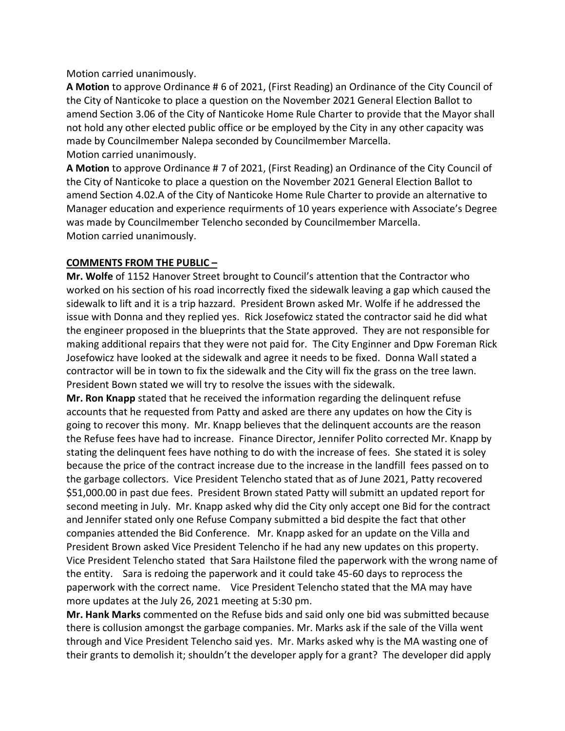Motion carried unanimously.

**A Motion** to approve Ordinance # 6 of 2021, (First Reading) an Ordinance of the City Council of the City of Nanticoke to place a question on the November 2021 General Election Ballot to amend Section 3.06 of the City of Nanticoke Home Rule Charter to provide that the Mayor shall not hold any other elected public office or be employed by the City in any other capacity was made by Councilmember Nalepa seconded by Councilmember Marcella.
Motion carried unanimously.

**A Motion** to approve Ordinance # 7 of 2021, (First Reading) an Ordinance of the City Council of the City of Nanticoke to place a question on the November 2021 General Election Ballot to amend Section 4.02.A of the City of Nanticoke Home Rule Charter to provide an alternative to Manager education and experience requirments of 10 years experience with Associate's Degree was made by Councilmember Telencho seconded by Councilmember Marcella.
Motion carried unanimously.

**COMMENTS FROM THE PUBLIC –**

**Mr. Wolfe** of 1152 Hanover Street brought to Council's attention that the Contractor who worked on his section of his road incorrectly fixed the sidewalk leaving a gap which caused the sidewalk to lift and it is a trip hazzard. President Brown asked Mr. Wolfe if he addressed the issue with Donna and they replied yes. Rick Josefowicz stated the contractor said he did what the engineer proposed in the blueprints that the State approved. They are not responsible for making additional repairs that they were not paid for. The City Enginner and Dpw Foreman Rick Josefowicz have looked at the sidewalk and agree it needs to be fixed. Donna Wall stated a contractor will be in town to fix the sidewalk and the City will fix the grass on the tree lawn. President Bown stated we will try to resolve the issues with the sidewalk.

**Mr. Ron Knapp** stated that he received the information regarding the delinquent refuse accounts that he requested from Patty and asked are there any updates on how the City is going to recover this mony. Mr. Knapp believes that the delinquent accounts are the reason the Refuse fees have had to increase. Finance Director, Jennifer Polito corrected Mr. Knapp by stating the delinquent fees have nothing to do with the increase of fees. She stated it is soley because the price of the contract increase due to the increase in the landfill fees passed on to the garbage collectors. Vice President Telencho stated that as of June 2021, Patty recovered $51,000.00 in past due fees. President Brown stated Patty will submitt an updated report for second meeting in July. Mr. Knapp asked why did the City only accept one Bid for the contract and Jennifer stated only one Refuse Company submitted a bid despite the fact that other companies attended the Bid Conference. Mr. Knapp asked for an update on the Villa and President Brown asked Vice President Telencho if he had any new updates on this property. Vice President Telencho stated that Sara Hailstone filed the paperwork with the wrong name of the entity. Sara is redoing the paperwork and it could take 45-60 days to reprocess the paperwork with the correct name. Vice President Telencho stated that the MA may have more updates at the July 26, 2021 meeting at 5:30 pm.

**Mr. Hank Marks** commented on the Refuse bids and said only one bid was submitted because there is collusion amongst the garbage companies. Mr. Marks ask if the sale of the Villa went through and Vice President Telencho said yes. Mr. Marks asked why is the MA wasting one of their grants to demolish it; shouldn't the developer apply for a grant? The developer did apply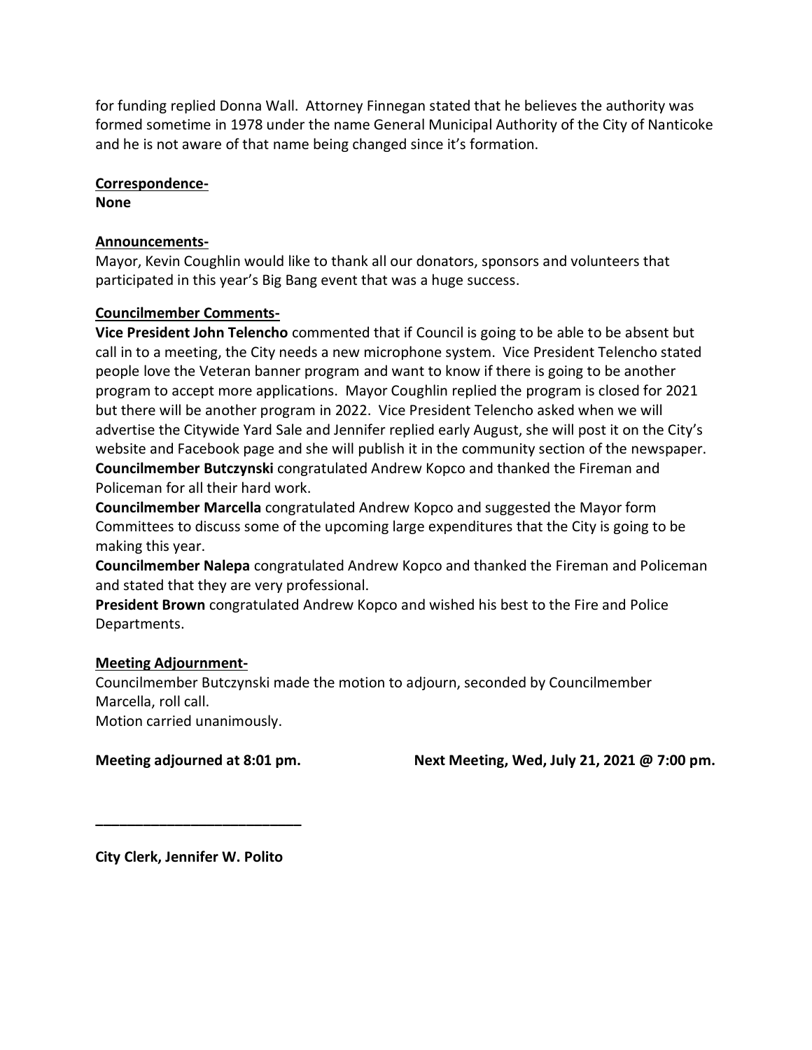for funding replied Donna Wall. Attorney Finnegan stated that he believes the authority was formed sometime in 1978 under the name General Municipal Authority of the City of Nanticoke and he is not aware of that name being changed since it's formation.

**Correspondence-**
**None**

**Announcements-**
Mayor, Kevin Coughlin would like to thank all our donators, sponsors and volunteers that participated in this year's Big Bang event that was a huge success.

**Councilmember Comments-**
**Vice President John Telencho** commented that if Council is going to be able to be absent but call in to a meeting, the City needs a new microphone system. Vice President Telencho stated people love the Veteran banner program and want to know if there is going to be another program to accept more applications. Mayor Coughlin replied the program is closed for 2021 but there will be another program in 2022. Vice President Telencho asked when we will advertise the Citywide Yard Sale and Jennifer replied early August, she will post it on the City's website and Facebook page and she will publish it in the community section of the newspaper.
**Councilmember Butczynski** congratulated Andrew Kopco and thanked the Fireman and Policeman for all their hard work.
**Councilmember Marcella** congratulated Andrew Kopco and suggested the Mayor form Committees to discuss some of the upcoming large expenditures that the City is going to be making this year.
**Councilmember Nalepa** congratulated Andrew Kopco and thanked the Fireman and Policeman and stated that they are very professional.
**President Brown** congratulated Andrew Kopco and wished his best to the Fire and Police Departments.

**Meeting Adjournment-**
Councilmember Butczynski made the motion to adjourn, seconded by Councilmember Marcella, roll call.
Motion carried unanimously.

**Meeting adjourned at 8:01 pm.** **Next Meeting, Wed, July 21, 2021 @ 7:00 pm.**

\_\_\_\_\_\_\_\_\_\_\_\_\_\_\_\_\_\_\_\_\_\_\_\_\_\_

**City Clerk, Jennifer W. Polito**